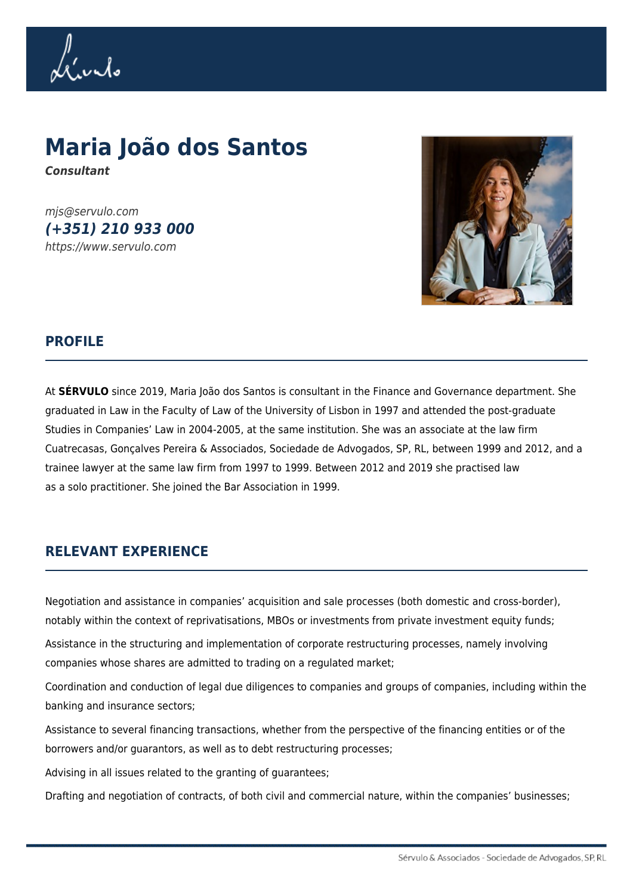# Maria João dos Santos

***Consultant***

*mjs@servulo.com*
***(+351) 210 933 000***
*https://www.servulo.com*

## PROFILE

At **SÉRVULO** since 2019, Maria João dos Santos is consultant in the Finance and Governance department. She graduated in Law in the Faculty of Law of the University of Lisbon in 1997 and attended the post-graduate Studies in Companies' Law in 2004-2005, at the same institution. She was an associate at the law firm Cuatrecasas, Gonçalves Pereira & Associados, Sociedade de Advogados, SP, RL, between 1999 and 2012, and a trainee lawyer at the same law firm from 1997 to 1999. Between 2012 and 2019 she practised law as a solo practitioner. She joined the Bar Association in 1999.

## RELEVANT EXPERIENCE

Negotiation and assistance in companies' acquisition and sale processes (both domestic and cross-border), notably within the context of reprivatisations, MBOs or investments from private investment equity funds;

Assistance in the structuring and implementation of corporate restructuring processes, namely involving companies whose shares are admitted to trading on a regulated market;

Coordination and conduction of legal due diligences to companies and groups of companies, including within the banking and insurance sectors;

Assistance to several financing transactions, whether from the perspective of the financing entities or of the borrowers and/or guarantors, as well as to debt restructuring processes;

Advising in all issues related to the granting of guarantees;

Drafting and negotiation of contracts, of both civil and commercial nature, within the companies' businesses;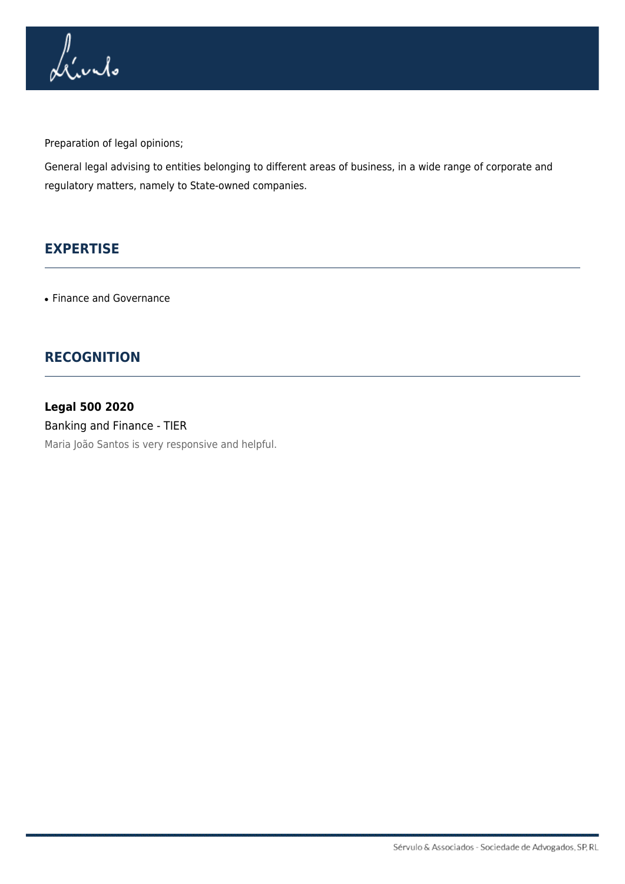Preparation of legal opinions;

General legal advising to entities belonging to different areas of business, in a wide range of corporate and regulatory matters, namely to State-owned companies.

## EXPERTISE

- Finance and Governance

## RECOGNITION

**Legal 500 2020**

Banking and Finance - TIER

Maria João Santos is very responsive and helpful.